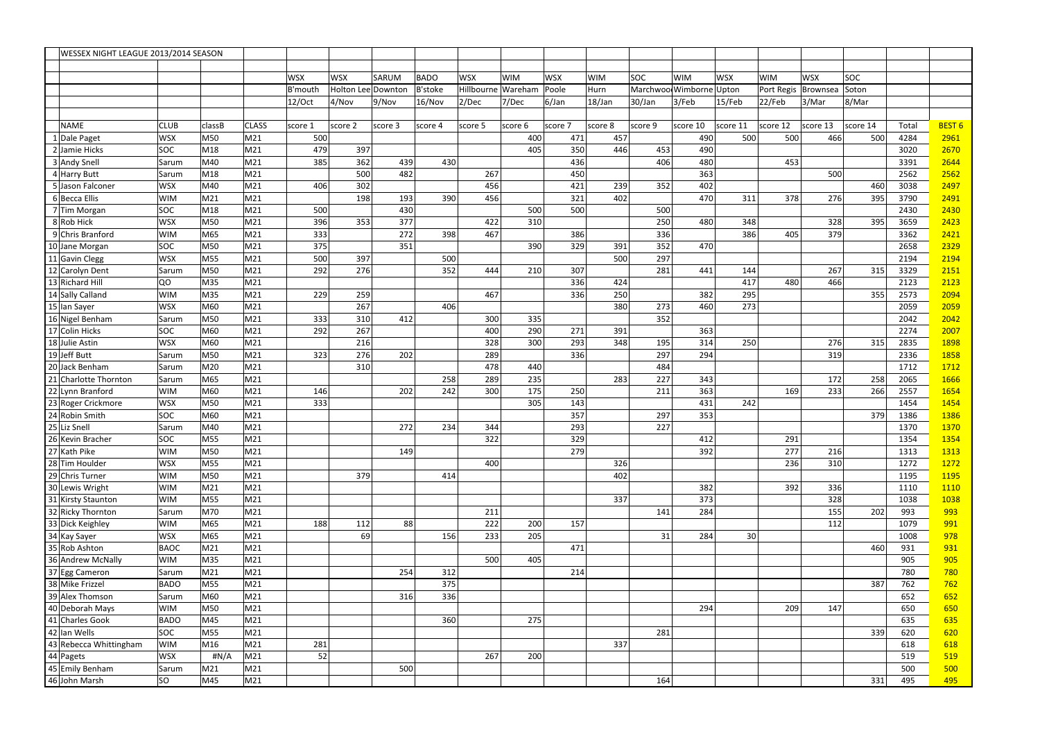# WESSEX NIGHT LEAGUE 2013/2014 SEASON

| | | | | | WSX | WSX | SARUM | BADO | WSX | WIM | WSX | WIM | SOC | WIM | WSX | WIM | WSX | SOC | | |
|---|---|---|---|---|---|---|---|---|---|---|---|---|---|---|---|---|---|---|---|---|
| | | | | | B'mouth | Holton Lee | Downton | B'stoke | Hillbourne | Wareham | Poole | Hurn | Marchwoo | Wimborne | Upton | Port Regis | Brownsea | Soton | | |
| | | | | | 12/Oct | 4/Nov | 9/Nov | 16/Nov | 2/Dec | 7/Dec | 6/Jan | 18/Jan | 30/Jan | 3/Feb | 15/Feb | 22/Feb | 3/Mar | 8/Mar | | |
| | NAME | CLUB | classB | CLASS | score 1 | score 2 | score 3 | score 4 | score 5 | score 6 | score 7 | score 8 | score 9 | score 10 | score 11 | score 12 | score 13 | score 14 | Total | BEST 6 |
| 1 | Dale Paget | WSX | M50 | M21 | 500 | | | | | 400 | 471 | 457 | | 490 | 500 | 500 | 466 | 500 | 4284 | 2961 |
| 2 | Jamie Hicks | SOC | M18 | M21 | 479 | 397 | | | | 405 | 350 | 446 | 453 | 490 | | | | | 3020 | 2670 |
| 3 | Andy Snell | Sarum | M40 | M21 | 385 | 362 | 439 | 430 | | | 436 | | 406 | 480 | | 453 | | | 3391 | 2644 |
| 4 | Harry Butt | Sarum | M18 | M21 | | 500 | 482 | | 267 | | 450 | | | 363 | | | 500 | | 2562 | 2562 |
| 5 | Jason Falconer | WSX | M40 | M21 | 406 | 302 | | | 456 | | 421 | 239 | 352 | 402 | | | | 460 | 3038 | 2497 |
| 6 | Becca Ellis | WIM | M21 | M21 | | 198 | 193 | 390 | 456 | | 321 | 402 | | 470 | 311 | 378 | 276 | 395 | 3790 | 2491 |
| 7 | Tim Morgan | SOC | M18 | M21 | 500 | | 430 | | | 500 | 500 | | 500 | | | | | | 2430 | 2430 |
| 8 | Rob Hick | WSX | M50 | M21 | 396 | 353 | 377 | | 422 | 310 | | | 250 | 480 | 348 | | 328 | 395 | 3659 | 2423 |
| 9 | Chris Branford | WIM | M65 | M21 | 333 | | 272 | 398 | 467 | | 386 | | 336 | | 386 | 405 | 379 | | 3362 | 2421 |
| 10 | Jane Morgan | SOC | M50 | M21 | 375 | | 351 | | | 390 | 329 | 391 | 352 | 470 | | | | | 2658 | 2329 |
| 11 | Gavin Clegg | WSX | M55 | M21 | 500 | 397 | | 500 | | | | 500 | 297 | | | | | | 2194 | 2194 |
| 12 | Carolyn Dent | Sarum | M50 | M21 | 292 | 276 | | 352 | 444 | 210 | 307 | | 281 | 441 | 144 | | 267 | 315 | 3329 | 2151 |
| 13 | Richard Hill | QO | M35 | M21 | | | | | | | 336 | 424 | | | 417 | 480 | 466 | | 2123 | 2123 |
| 14 | Sally Calland | WIM | M35 | M21 | 229 | 259 | | | 467 | | 336 | 250 | | 382 | 295 | | | 355 | 2573 | 2094 |
| 15 | Ian Sayer | WSX | M60 | M21 | | 267 | | 406 | | | | 380 | 273 | 460 | 273 | | | | 2059 | 2059 |
| 16 | Nigel Benham | Sarum | M50 | M21 | 333 | 310 | 412 | | 300 | 335 | | | 352 | | | | | | 2042 | 2042 |
| 17 | Colin Hicks | SOC | M60 | M21 | 292 | 267 | | | 400 | 290 | 271 | 391 | | 363 | | | | | 2274 | 2007 |
| 18 | Julie Astin | WSX | M60 | M21 | | 216 | | | 328 | 300 | 293 | 348 | 195 | 314 | 250 | | 276 | 315 | 2835 | 1898 |
| 19 | Jeff Butt | Sarum | M50 | M21 | 323 | 276 | 202 | | 289 | | 336 | | 297 | 294 | | | 319 | | 2336 | 1858 |
| 20 | Jack Benham | Sarum | M20 | M21 | | 310 | | | 478 | 440 | | | 484 | | | | | | 1712 | 1712 |
| 21 | Charlotte Thornton | Sarum | M65 | M21 | | | | 258 | 289 | 235 | | 283 | 227 | 343 | | | 172 | 258 | 2065 | 1666 |
| 22 | Lynn Branford | WIM | M60 | M21 | 146 | | 202 | 242 | 300 | 175 | 250 | | 211 | 363 | | 169 | 233 | 266 | 2557 | 1654 |
| 23 | Roger Crickmore | WSX | M50 | M21 | 333 | | | | | 305 | 143 | | | 431 | 242 | | | | 1454 | 1454 |
| 24 | Robin Smith | SOC | M60 | M21 | | | | | | | 357 | | 297 | 353 | | | | 379 | 1386 | 1386 |
| 25 | Liz Snell | Sarum | M40 | M21 | | | 272 | 234 | 344 | | 293 | | 227 | | | | | | 1370 | 1370 |
| 26 | Kevin Bracher | SOC | M55 | M21 | | | | | 322 | | 329 | | | 412 | | 291 | | | 1354 | 1354 |
| 27 | Kath Pike | WIM | M50 | M21 | | | 149 | | | | 279 | | | 392 | | 277 | 216 | | 1313 | 1313 |
| 28 | Tim Houlder | WSX | M55 | M21 | | | | | 400 | | | 326 | | | | 236 | 310 | | 1272 | 1272 |
| 29 | Chris Turner | WIM | M50 | M21 | | 379 | | 414 | | | | 402 | | | | | | | 1195 | 1195 |
| 30 | Lewis Wright | WIM | M21 | M21 | | | | | | | | | | 382 | | 392 | 336 | | 1110 | 1110 |
| 31 | Kirsty Staunton | WIM | M55 | M21 | | | | | | | | 337 | | 373 | | | 328 | | 1038 | 1038 |
| 32 | Ricky Thornton | Sarum | M70 | M21 | | | | | 211 | | | | 141 | 284 | | | 155 | 202 | 993 | 993 |
| 33 | Dick Keighley | WIM | M65 | M21 | 188 | 112 | 88 | | 222 | 200 | 157 | | | | | | 112 | | 1079 | 991 |
| 34 | Kay Sayer | WSX | M65 | M21 | | 69 | | 156 | 233 | 205 | | | 31 | 284 | 30 | | | | 1008 | 978 |
| 35 | Rob Ashton | BAOC | M21 | M21 | | | | | | | 471 | | | | | | | 460 | 931 | 931 |
| 36 | Andrew McNally | WIM | M35 | M21 | | | | | 500 | 405 | | | | | | | | | 905 | 905 |
| 37 | Egg Cameron | Sarum | M21 | M21 | | | 254 | 312 | | | 214 | | | | | | | | 780 | 780 |
| 38 | Mike Frizzel | BADO | M55 | M21 | | | | 375 | | | | | | | | | | 387 | 762 | 762 |
| 39 | Alex Thomson | Sarum | M60 | M21 | | | 316 | 336 | | | | | | | | | | | 652 | 652 |
| 40 | Deborah Mays | WIM | M50 | M21 | | | | | | | | | | 294 | | 209 | 147 | | 650 | 650 |
| 41 | Charles Gook | BADO | M45 | M21 | | | | 360 | | 275 | | | | | | | | | 635 | 635 |
| 42 | Ian Wells | SOC | M55 | M21 | | | | | | | | | 281 | | | | | 339 | 620 | 620 |
| 43 | Rebecca Whittingham | WIM | M16 | M21 | 281 | | | | | | | 337 | | | | | | | 618 | 618 |
| 44 | Pagets | WSX | #N/A | M21 | 52 | | | | 267 | 200 | | | | | | | | | 519 | 519 |
| 45 | Emily Benham | Sarum | M21 | M21 | | | 500 | | | | | | | | | | | | 500 | 500 |
| 46 | John Marsh | SO | M45 | M21 | | | | | | | | | 164 | | | | | 331 | 495 | 495 |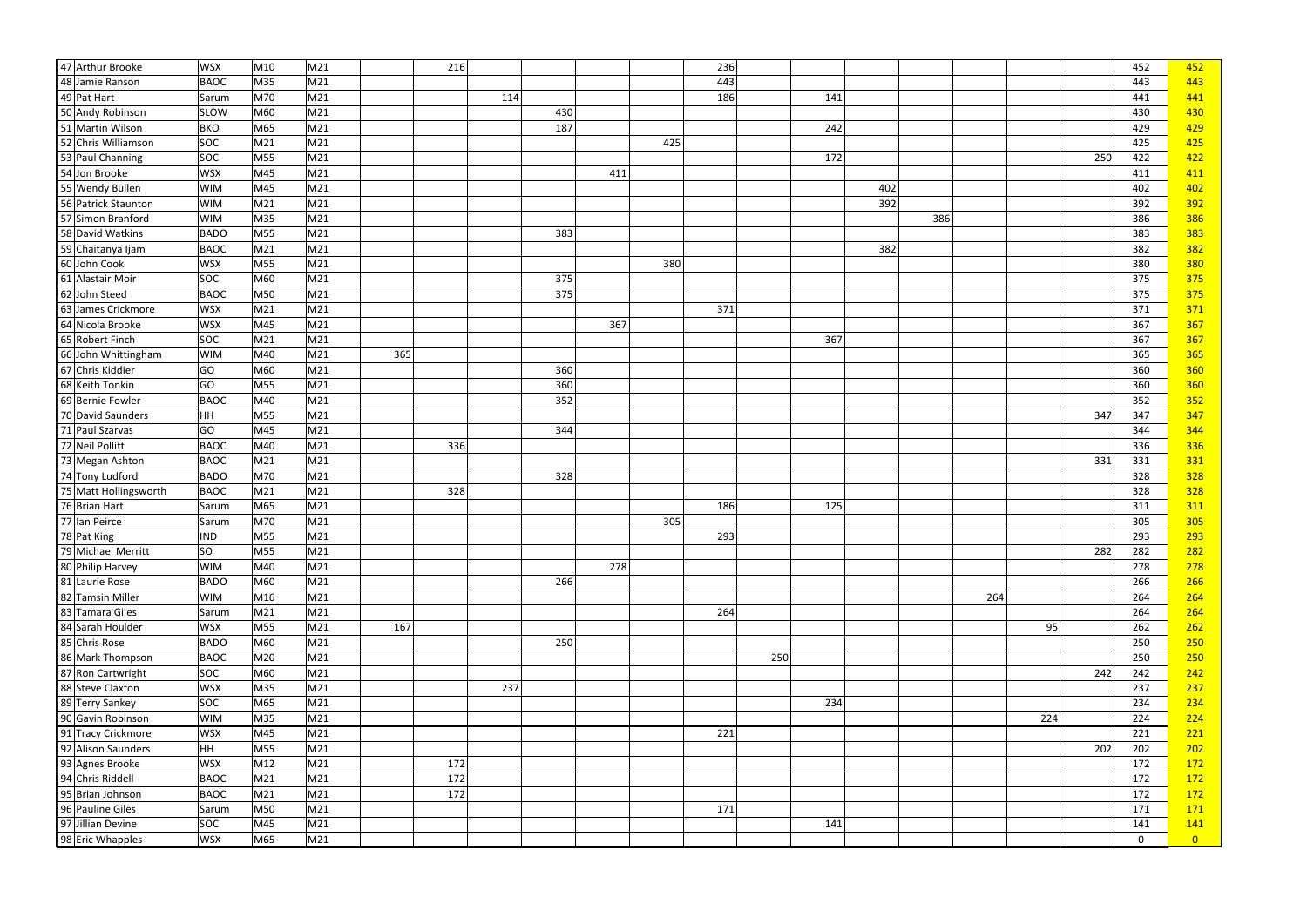| | | | | | | | | | | | | | | | | | | | | |
|---|---|---|---|---|---|---|---|---|---|---|---|---|---|---|---|---|---|---|---|---|
| 47 | Arthur Brooke | WSX | M10 | M21 | | 216 | | | | | 236 | | | | | | | | 452 | 452 |
| 48 | Jamie Ranson | BAOC | M35 | M21 | | | | | | | 443 | | | | | | | | 443 | 443 |
| 49 | Pat Hart | Sarum | M70 | M21 | | | 114 | | | | 186 | | 141 | | | | | | 441 | 441 |
| 50 | Andy Robinson | SLOW | M60 | M21 | | | | 430 | | | | | | | | | | | 430 | 430 |
| 51 | Martin Wilson | BKO | M65 | M21 | | | | 187 | | | | | 242 | | | | | | 429 | 429 |
| 52 | Chris Williamson | SOC | M21 | M21 | | | | | | 425 | | | | | | | | | 425 | 425 |
| 53 | Paul Channing | SOC | M55 | M21 | | | | | | | | | 172 | | | | | 250 | 422 | 422 |
| 54 | Jon Brooke | WSX | M45 | M21 | | | | | 411 | | | | | | | | | | 411 | 411 |
| 55 | Wendy Bullen | WIM | M45 | M21 | | | | | | | | | | 402 | | | | | 402 | 402 |
| 56 | Patrick Staunton | WIM | M21 | M21 | | | | | | | | | | 392 | | | | | 392 | 392 |
| 57 | Simon Branford | WIM | M35 | M21 | | | | | | | | | | | 386 | | | | 386 | 386 |
| 58 | David Watkins | BADO | M55 | M21 | | | | 383 | | | | | | | | | | | 383 | 383 |
| 59 | Chaitanya Ijam | BAOC | M21 | M21 | | | | | | | | | | 382 | | | | | 382 | 382 |
| 60 | John Cook | WSX | M55 | M21 | | | | | | 380 | | | | | | | | | 380 | 380 |
| 61 | Alastair Moir | SOC | M60 | M21 | | | | 375 | | | | | | | | | | | 375 | 375 |
| 62 | John Steed | BAOC | M50 | M21 | | | | 375 | | | | | | | | | | | 375 | 375 |
| 63 | James Crickmore | WSX | M21 | M21 | | | | | | | 371 | | | | | | | | 371 | 371 |
| 64 | Nicola Brooke | WSX | M45 | M21 | | | | | 367 | | | | | | | | | | 367 | 367 |
| 65 | Robert Finch | SOC | M21 | M21 | | | | | | | | | 367 | | | | | | 367 | 367 |
| 66 | John Whittingham | WIM | M40 | M21 | 365 | | | | | | | | | | | | | | 365 | 365 |
| 67 | Chris Kiddier | GO | M60 | M21 | | | | 360 | | | | | | | | | | | 360 | 360 |
| 68 | Keith Tonkin | GO | M55 | M21 | | | | 360 | | | | | | | | | | | 360 | 360 |
| 69 | Bernie Fowler | BAOC | M40 | M21 | | | | 352 | | | | | | | | | | | 352 | 352 |
| 70 | David Saunders | HH | M55 | M21 | | | | | | | | | | | | | | 347 | 347 | 347 |
| 71 | Paul Szarvas | GO | M45 | M21 | | | | 344 | | | | | | | | | | | 344 | 344 |
| 72 | Neil Pollitt | BAOC | M40 | M21 | | 336 | | | | | | | | | | | | | 336 | 336 |
| 73 | Megan Ashton | BAOC | M21 | M21 | | | | | | | | | | | | | | 331 | 331 | 331 |
| 74 | Tony Ludford | BADO | M70 | M21 | | | | 328 | | | | | | | | | | | 328 | 328 |
| 75 | Matt Hollingsworth | BAOC | M21 | M21 | | 328 | | | | | | | | | | | | | 328 | 328 |
| 76 | Brian Hart | Sarum | M65 | M21 | | | | | | | 186 | | 125 | | | | | | 311 | 311 |
| 77 | Ian Peirce | Sarum | M70 | M21 | | | | | | 305 | | | | | | | | | 305 | 305 |
| 78 | Pat King | IND | M55 | M21 | | | | | | | 293 | | | | | | | | 293 | 293 |
| 79 | Michael Merritt | SO | M55 | M21 | | | | | | | | | | | | | | 282 | 282 | 282 |
| 80 | Philip Harvey | WIM | M40 | M21 | | | | | 278 | | | | | | | | | | 278 | 278 |
| 81 | Laurie Rose | BADO | M60 | M21 | | | | 266 | | | | | | | | | | | 266 | 266 |
| 82 | Tamsin Miller | WIM | M16 | M21 | | | | | | | | | | | | 264 | | | 264 | 264 |
| 83 | Tamara Giles | Sarum | M21 | M21 | | | | | | | 264 | | | | | | | | 264 | 264 |
| 84 | Sarah Houlder | WSX | M55 | M21 | 167 | | | | | | | | | | | | 95 | | 262 | 262 |
| 85 | Chris Rose | BADO | M60 | M21 | | | | 250 | | | | | | | | | | | 250 | 250 |
| 86 | Mark Thompson | BAOC | M20 | M21 | | | | | | | | 250 | | | | | | | 250 | 250 |
| 87 | Ron Cartwright | SOC | M60 | M21 | | | | | | | | | | | | | | 242 | 242 | 242 |
| 88 | Steve Claxton | WSX | M35 | M21 | | | 237 | | | | | | | | | | | | 237 | 237 |
| 89 | Terry Sankey | SOC | M65 | M21 | | | | | | | | | 234 | | | | | | 234 | 234 |
| 90 | Gavin Robinson | WIM | M35 | M21 | | | | | | | | | | | | | 224 | | 224 | 224 |
| 91 | Tracy Crickmore | WSX | M45 | M21 | | | | | | | 221 | | | | | | | | 221 | 221 |
| 92 | Alison Saunders | HH | M55 | M21 | | | | | | | | | | | | | | 202 | 202 | 202 |
| 93 | Agnes Brooke | WSX | M12 | M21 | | 172 | | | | | | | | | | | | | 172 | 172 |
| 94 | Chris Riddell | BAOC | M21 | M21 | | 172 | | | | | | | | | | | | | 172 | 172 |
| 95 | Brian Johnson | BAOC | M21 | M21 | | 172 | | | | | | | | | | | | | 172 | 172 |
| 96 | Pauline Giles | Sarum | M50 | M21 | | | | | | | 171 | | | | | | | | 171 | 171 |
| 97 | Jillian Devine | SOC | M45 | M21 | | | | | | | | | 141 | | | | | | 141 | 141 |
| 98 | Eric Whapples | WSX | M65 | M21 | | | | | | | | | | | | | | | 0 | 0 |